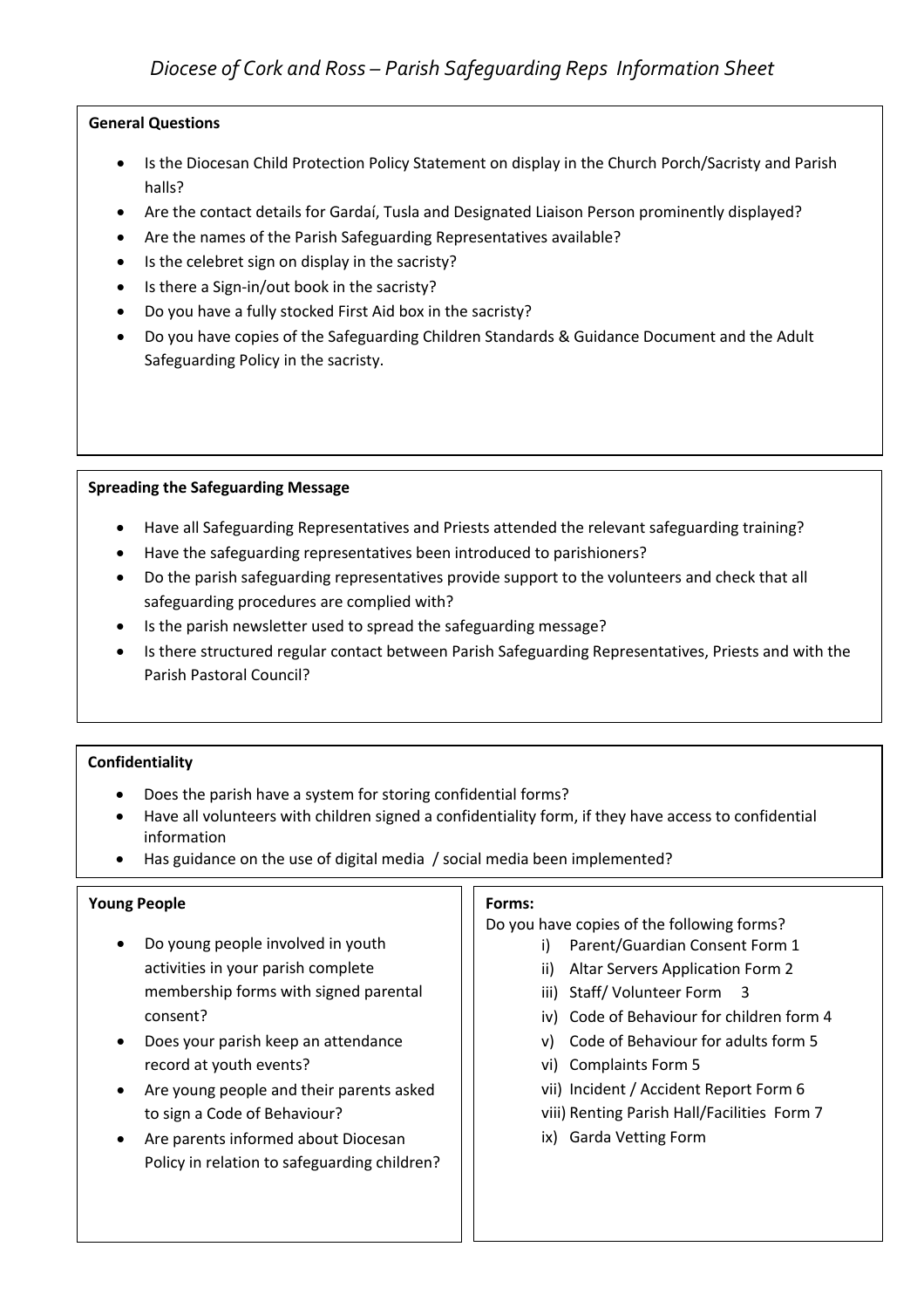# *Diocese of Cork and Ross – Parish Safeguarding Reps Information Sheet*

**General Questions**

- Is the Diocesan Child Protection Policy Statement on display in the Church Porch/Sacristy and Parish halls?
- Are the contact details for Gardaí, Tusla and Designated Liaison Person prominently displayed?
- Are the names of the Parish Safeguarding Representatives available?
- Is the celebret sign on display in the sacristy?
- Is there a Sign-in/out book in the sacristy?
- Do you have a fully stocked First Aid box in the sacristy?
- Do you have copies of the Safeguarding Children Standards & Guidance Document and the Adult Safeguarding Policy in the sacristy.

**Spreading the Safeguarding Message**

- Have all Safeguarding Representatives and Priests attended the relevant safeguarding training?
- Have the safeguarding representatives been introduced to parishioners?
- Do the parish safeguarding representatives provide support to the volunteers and check that all safeguarding procedures are complied with?
- Is the parish newsletter used to spread the safeguarding message?
- Is there structured regular contact between Parish Safeguarding Representatives, Priests and with the Parish Pastoral Council?

**Confidentiality**

- Does the parish have a system for storing confidential forms?
- Have all volunteers with children signed a confidentiality form, if they have access to confidential information
- Has guidance on the use of digital media / social media been implemented?

**Young People**

- Do young people involved in youth activities in your parish complete membership forms with signed parental consent?
- Does your parish keep an attendance record at youth events?
- Are young people and their parents asked to sign a Code of Behaviour?
- Are parents informed about Diocesan Policy in relation to safeguarding children?

**Forms:**

Do you have copies of the following forms?

i) Parent/Guardian Consent Form 1
ii) Altar Servers Application Form 2
iii) Staff/ Volunteer Form 3
iv) Code of Behaviour for children form 4
v) Code of Behaviour for adults form 5
vi) Complaints Form 5
vii) Incident / Accident Report Form 6
viii) Renting Parish Hall/Facilities Form 7
ix) Garda Vetting Form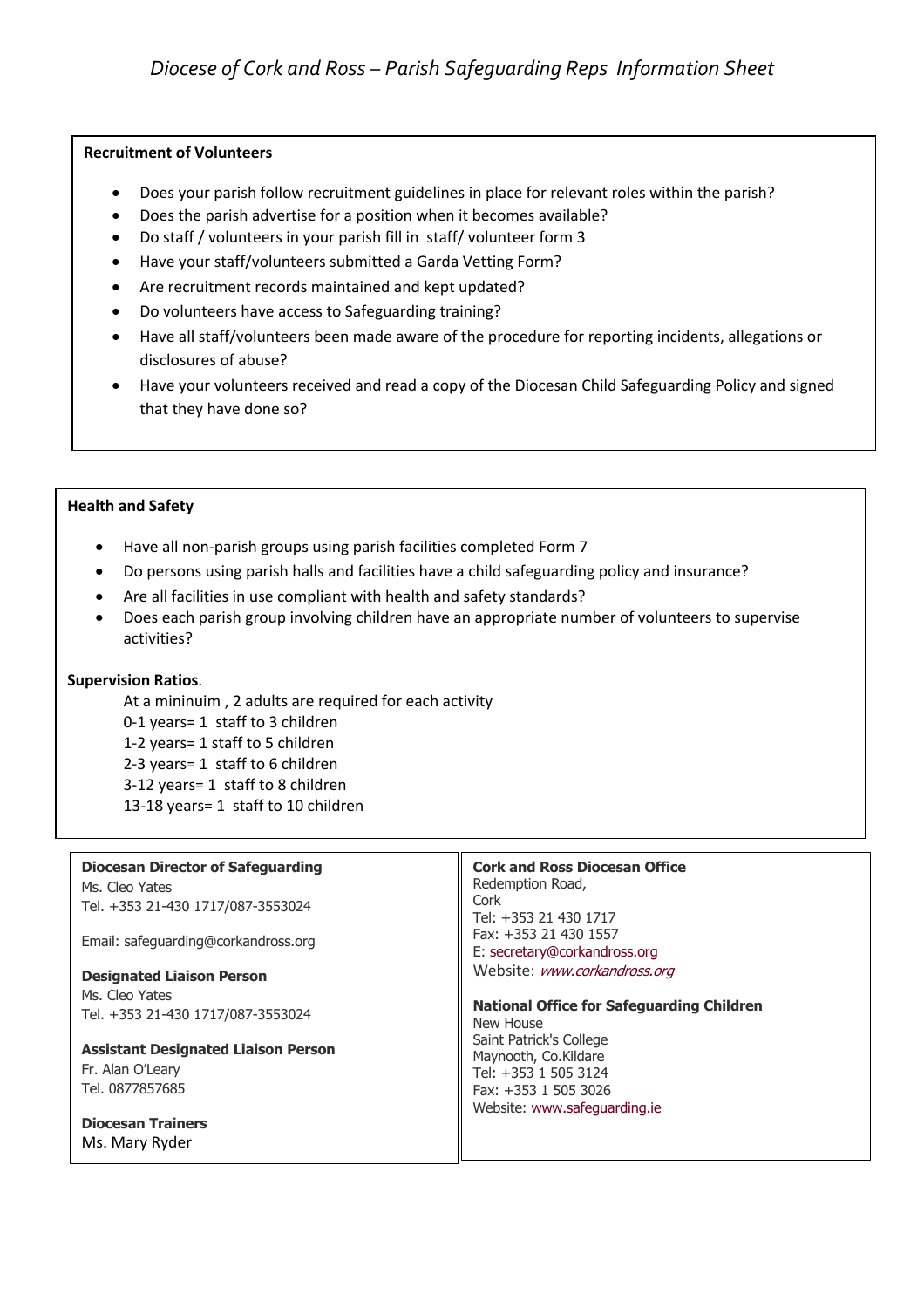# *Diocese of Cork and Ross – Parish Safeguarding Reps Information Sheet*

**Recruitment of Volunteers**

- Does your parish follow recruitment guidelines in place for relevant roles within the parish?
- Does the parish advertise for a position when it becomes available?
- Do staff / volunteers in your parish fill in staff/ volunteer form 3
- Have your staff/volunteers submitted a Garda Vetting Form?
- Are recruitment records maintained and kept updated?
- Do volunteers have access to Safeguarding training?
- Have all staff/volunteers been made aware of the procedure for reporting incidents, allegations or disclosures of abuse?
- Have your volunteers received and read a copy of the Diocesan Child Safeguarding Policy and signed that they have done so?

**Health and Safety**

- Have all non-parish groups using parish facilities completed Form 7
- Do persons using parish halls and facilities have a child safeguarding policy and insurance?
- Are all facilities in use compliant with health and safety standards?
- Does each parish group involving children have an appropriate number of volunteers to supervise activities?

**Supervision Ratios**.

At a mininuim , 2 adults are required for each activity
0-1 years= 1 staff to 3 children
1-2 years= 1 staff to 5 children
2-3 years= 1 staff to 6 children
3-12 years= 1 staff to 8 children
13-18 years= 1 staff to 10 children

**Diocesan Director of Safeguarding**
Ms. Cleo Yates
Tel. +353 21-430 1717/087-3553024

Email: safeguarding@corkandross.org

**Designated Liaison Person**
Ms. Cleo Yates
Tel. +353 21-430 1717/087-3553024

**Assistant Designated Liaison Person**
Fr. Alan O'Leary
Tel. 0877857685

**Diocesan Trainers**
Ms. Mary Ryder

**Cork and Ross Diocesan Office**
Redemption Road,
Cork
Tel: +353 21 430 1717
Fax: +353 21 430 1557
E: secretary@corkandross.org
Website: *www.corkandross.org*

**National Office for Safeguarding Children**
New House
Saint Patrick's College
Maynooth, Co.Kildare
Tel: +353 1 505 3124
Fax: +353 1 505 3026
Website: www.safeguarding.ie